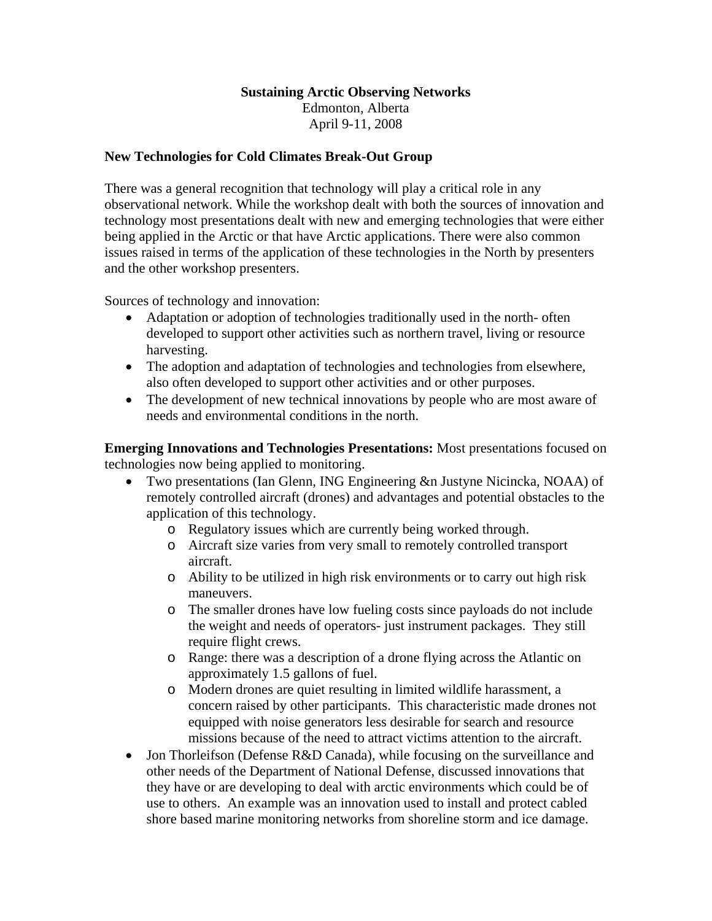**Sustaining Arctic Observing Networks**
Edmonton, Alberta
April 9-11, 2008

**New Technologies for Cold Climates Break-Out Group**

There was a general recognition that technology will play a critical role in any observational network. While the workshop dealt with both the sources of innovation and technology most presentations dealt with new and emerging technologies that were either being applied in the Arctic or that have Arctic applications. There were also common issues raised in terms of the application of these technologies in the North by presenters and the other workshop presenters.

Sources of technology and innovation:

- Adaptation or adoption of technologies traditionally used in the north- often developed to support other activities such as northern travel, living or resource harvesting.
- The adoption and adaptation of technologies and technologies from elsewhere, also often developed to support other activities and or other purposes.
- The development of new technical innovations by people who are most aware of needs and environmental conditions in the north.

**Emerging Innovations and Technologies Presentations:** Most presentations focused on technologies now being applied to monitoring.

- Two presentations (Ian Glenn, ING Engineering &n Justyne Nicincka, NOAA) of remotely controlled aircraft (drones) and advantages and potential obstacles to the application of this technology.
  - Regulatory issues which are currently being worked through.
  - Aircraft size varies from very small to remotely controlled transport aircraft.
  - Ability to be utilized in high risk environments or to carry out high risk maneuvers.
  - The smaller drones have low fueling costs since payloads do not include the weight and needs of operators- just instrument packages. They still require flight crews.
  - Range: there was a description of a drone flying across the Atlantic on approximately 1.5 gallons of fuel.
  - Modern drones are quiet resulting in limited wildlife harassment, a concern raised by other participants. This characteristic made drones not equipped with noise generators less desirable for search and resource missions because of the need to attract victims attention to the aircraft.
- Jon Thorleifson (Defense R&D Canada), while focusing on the surveillance and other needs of the Department of National Defense, discussed innovations that they have or are developing to deal with arctic environments which could be of use to others. An example was an innovation used to install and protect cabled shore based marine monitoring networks from shoreline storm and ice damage.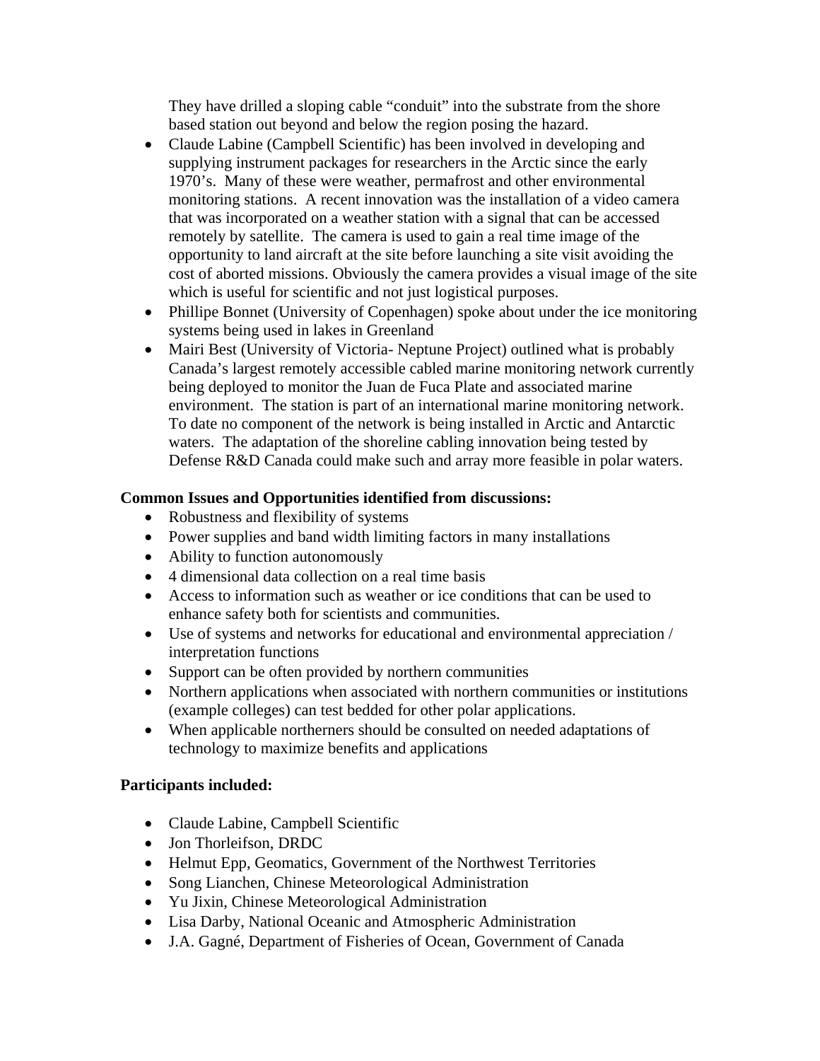They have drilled a sloping cable "conduit" into the substrate from the shore based station out beyond and below the region posing the hazard.

- Claude Labine (Campbell Scientific) has been involved in developing and supplying instrument packages for researchers in the Arctic since the early 1970's. Many of these were weather, permafrost and other environmental monitoring stations. A recent innovation was the installation of a video camera that was incorporated on a weather station with a signal that can be accessed remotely by satellite. The camera is used to gain a real time image of the opportunity to land aircraft at the site before launching a site visit avoiding the cost of aborted missions. Obviously the camera provides a visual image of the site which is useful for scientific and not just logistical purposes.
- Phillipe Bonnet (University of Copenhagen) spoke about under the ice monitoring systems being used in lakes in Greenland
- Mairi Best (University of Victoria- Neptune Project) outlined what is probably Canada's largest remotely accessible cabled marine monitoring network currently being deployed to monitor the Juan de Fuca Plate and associated marine environment. The station is part of an international marine monitoring network. To date no component of the network is being installed in Arctic and Antarctic waters. The adaptation of the shoreline cabling innovation being tested by Defense R&D Canada could make such and array more feasible in polar waters.

**Common Issues and Opportunities identified from discussions:**

- Robustness and flexibility of systems
- Power supplies and band width limiting factors in many installations
- Ability to function autonomously
- 4 dimensional data collection on a real time basis
- Access to information such as weather or ice conditions that can be used to enhance safety both for scientists and communities.
- Use of systems and networks for educational and environmental appreciation / interpretation functions
- Support can be often provided by northern communities
- Northern applications when associated with northern communities or institutions (example colleges) can test bedded for other polar applications.
- When applicable northerners should be consulted on needed adaptations of technology to maximize benefits and applications

**Participants included:**

- Claude Labine, Campbell Scientific
- Jon Thorleifson, DRDC
- Helmut Epp, Geomatics, Government of the Northwest Territories
- Song Lianchen, Chinese Meteorological Administration
- Yu Jixin, Chinese Meteorological Administration
- Lisa Darby, National Oceanic and Atmospheric Administration
- J.A. Gagné, Department of Fisheries of Ocean, Government of Canada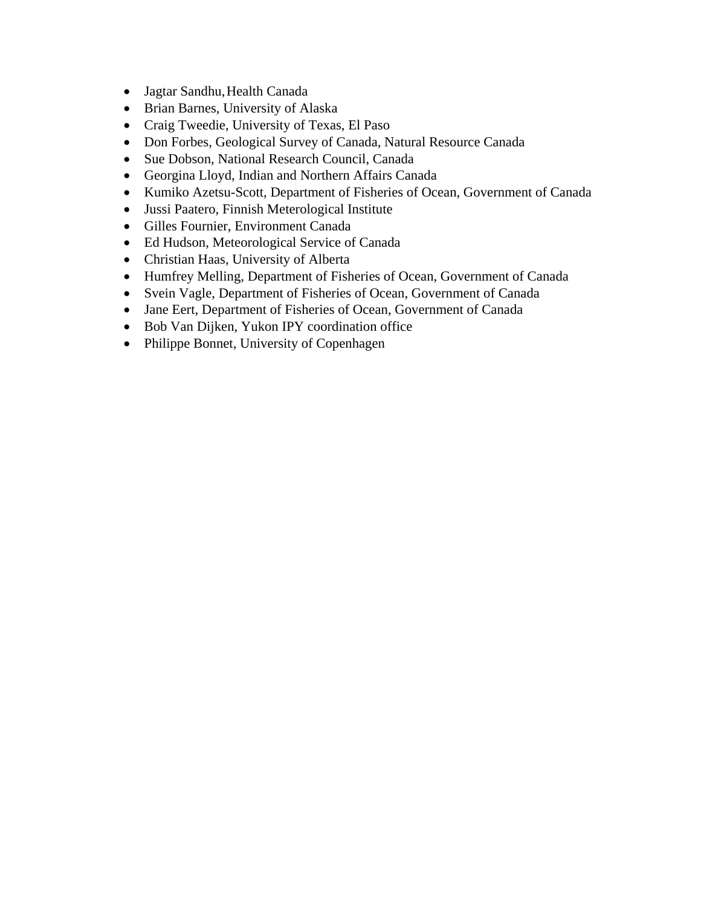- Jagtar Sandhu, Health Canada
- Brian Barnes, University of Alaska
- Craig Tweedie, University of Texas, El Paso
- Don Forbes, Geological Survey of Canada, Natural Resource Canada
- Sue Dobson, National Research Council, Canada
- Georgina Lloyd, Indian and Northern Affairs Canada
- Kumiko Azetsu-Scott, Department of Fisheries of Ocean, Government of Canada
- Jussi Paatero, Finnish Meterological Institute
- Gilles Fournier, Environment Canada
- Ed Hudson, Meteorological Service of Canada
- Christian Haas, University of Alberta
- Humfrey Melling, Department of Fisheries of Ocean, Government of Canada
- Svein Vagle, Department of Fisheries of Ocean, Government of Canada
- Jane Eert, Department of Fisheries of Ocean, Government of Canada
- Bob Van Dijken, Yukon IPY coordination office
- Philippe Bonnet, University of Copenhagen